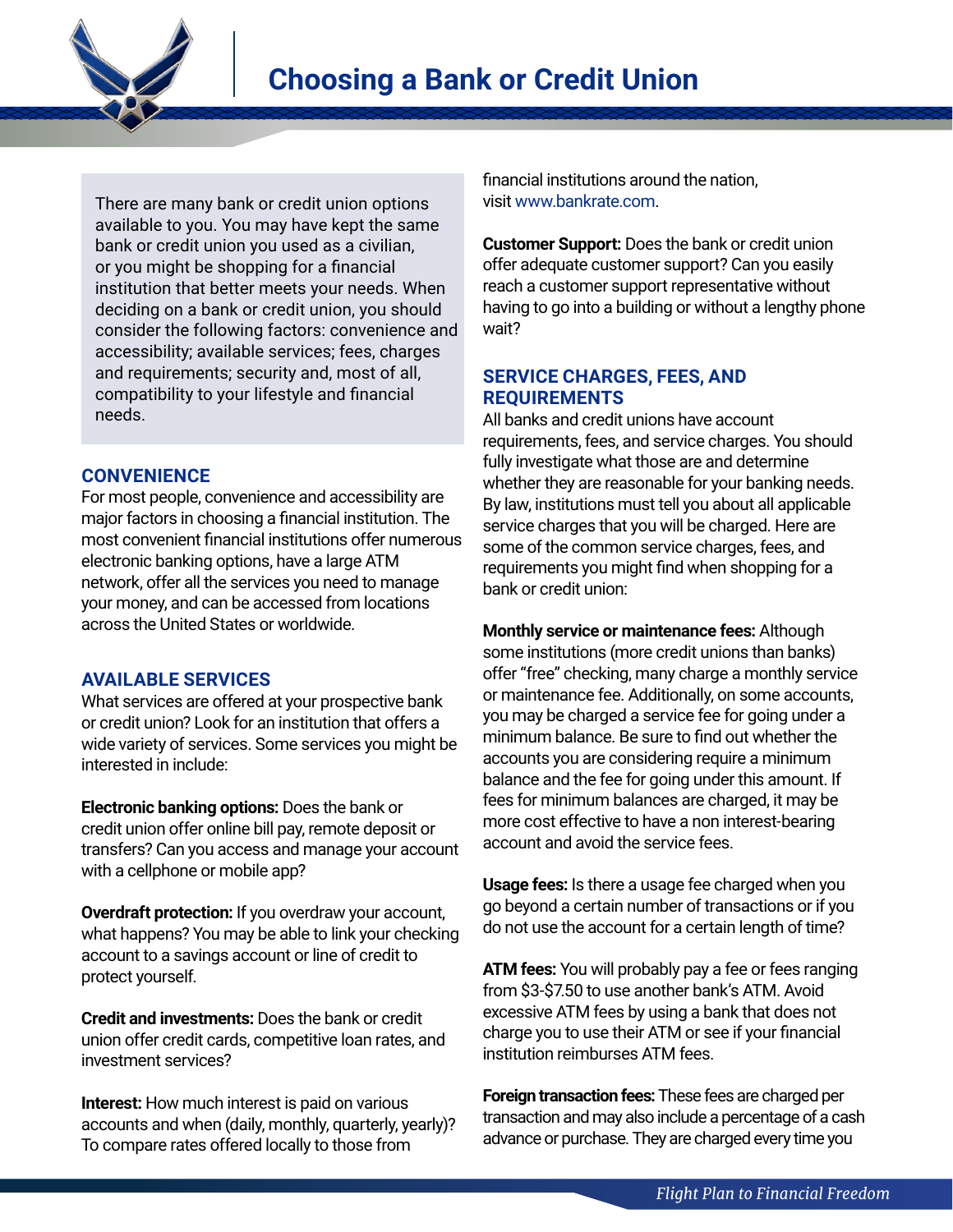# Choosing a Bank or Credit Union

There are many bank or credit union options available to you. You may have kept the same bank or credit union you used as a civilian, or you might be shopping for a financial institution that better meets your needs. When deciding on a bank or credit union, you should consider the following factors: convenience and accessibility; available services; fees, charges and requirements; security and, most of all, compatibility to your lifestyle and financial needs.

## CONVENIENCE

For most people, convenience and accessibility are major factors in choosing a financial institution. The most convenient financial institutions offer numerous electronic banking options, have a large ATM network, offer all the services you need to manage your money, and can be accessed from locations across the United States or worldwide.

## AVAILABLE SERVICES

What services are offered at your prospective bank or credit union? Look for an institution that offers a wide variety of services. Some services you might be interested in include:

**Electronic banking options:** Does the bank or credit union offer online bill pay, remote deposit or transfers? Can you access and manage your account with a cellphone or mobile app?

**Overdraft protection:** If you overdraw your account, what happens? You may be able to link your checking account to a savings account or line of credit to protect yourself.

**Credit and investments:** Does the bank or credit union offer credit cards, competitive loan rates, and investment services?

**Interest:** How much interest is paid on various accounts and when (daily, monthly, quarterly, yearly)? To compare rates offered locally to those from financial institutions around the nation, visit www.bankrate.com.

**Customer Support:** Does the bank or credit union offer adequate customer support? Can you easily reach a customer support representative without having to go into a building or without a lengthy phone wait?

## SERVICE CHARGES, FEES, AND REQUIREMENTS

All banks and credit unions have account requirements, fees, and service charges. You should fully investigate what those are and determine whether they are reasonable for your banking needs. By law, institutions must tell you about all applicable service charges that you will be charged. Here are some of the common service charges, fees, and requirements you might find when shopping for a bank or credit union:

**Monthly service or maintenance fees:** Although some institutions (more credit unions than banks) offer "free" checking, many charge a monthly service or maintenance fee. Additionally, on some accounts, you may be charged a service fee for going under a minimum balance. Be sure to find out whether the accounts you are considering require a minimum balance and the fee for going under this amount. If fees for minimum balances are charged, it may be more cost effective to have a non interest-bearing account and avoid the service fees.

**Usage fees:** Is there a usage fee charged when you go beyond a certain number of transactions or if you do not use the account for a certain length of time?

**ATM fees:** You will probably pay a fee or fees ranging from $3-$7.50 to use another bank's ATM. Avoid excessive ATM fees by using a bank that does not charge you to use their ATM or see if your financial institution reimburses ATM fees.

**Foreign transaction fees:** These fees are charged per transaction and may also include a percentage of a cash advance or purchase. They are charged every time you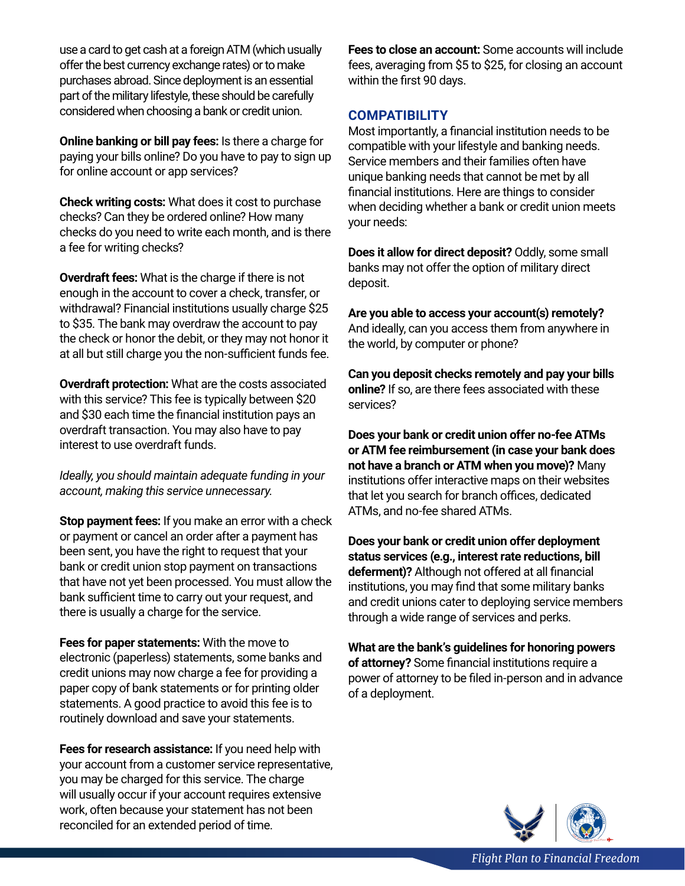use a card to get cash at a foreign ATM (which usually offer the best currency exchange rates) or to make purchases abroad. Since deployment is an essential part of the military lifestyle, these should be carefully considered when choosing a bank or credit union.

**Online banking or bill pay fees:** Is there a charge for paying your bills online? Do you have to pay to sign up for online account or app services?

**Check writing costs:** What does it cost to purchase checks? Can they be ordered online? How many checks do you need to write each month, and is there a fee for writing checks?

**Overdraft fees:** What is the charge if there is not enough in the account to cover a check, transfer, or withdrawal? Financial institutions usually charge $25 to $35. The bank may overdraw the account to pay the check or honor the debit, or they may not honor it at all but still charge you the non-sufficient funds fee.

**Overdraft protection:** What are the costs associated with this service? This fee is typically between $20 and $30 each time the financial institution pays an overdraft transaction. You may also have to pay interest to use overdraft funds.

*Ideally, you should maintain adequate funding in your account, making this service unnecessary.*

**Stop payment fees:** If you make an error with a check or payment or cancel an order after a payment has been sent, you have the right to request that your bank or credit union stop payment on transactions that have not yet been processed. You must allow the bank sufficient time to carry out your request, and there is usually a charge for the service.

**Fees for paper statements:** With the move to electronic (paperless) statements, some banks and credit unions may now charge a fee for providing a paper copy of bank statements or for printing older statements. A good practice to avoid this fee is to routinely download and save your statements.

**Fees for research assistance:** If you need help with your account from a customer service representative, you may be charged for this service. The charge will usually occur if your account requires extensive work, often because your statement has not been reconciled for an extended period of time.

**Fees to close an account:** Some accounts will include fees, averaging from $5 to $25, for closing an account within the first 90 days.

## COMPATIBILITY

Most importantly, a financial institution needs to be compatible with your lifestyle and banking needs. Service members and their families often have unique banking needs that cannot be met by all financial institutions. Here are things to consider when deciding whether a bank or credit union meets your needs:

**Does it allow for direct deposit?** Oddly, some small banks may not offer the option of military direct deposit.

**Are you able to access your account(s) remotely?** And ideally, can you access them from anywhere in the world, by computer or phone?

**Can you deposit checks remotely and pay your bills online?** If so, are there fees associated with these services?

**Does your bank or credit union offer no-fee ATMs or ATM fee reimbursement (in case your bank does not have a branch or ATM when you move)?** Many institutions offer interactive maps on their websites that let you search for branch offices, dedicated ATMs, and no-fee shared ATMs.

**Does your bank or credit union offer deployment status services (e.g., interest rate reductions, bill deferment)?** Although not offered at all financial institutions, you may find that some military banks and credit unions cater to deploying service members through a wide range of services and perks.

**What are the bank's guidelines for honoring powers of attorney?** Some financial institutions require a power of attorney to be filed in-person and in advance of a deployment.